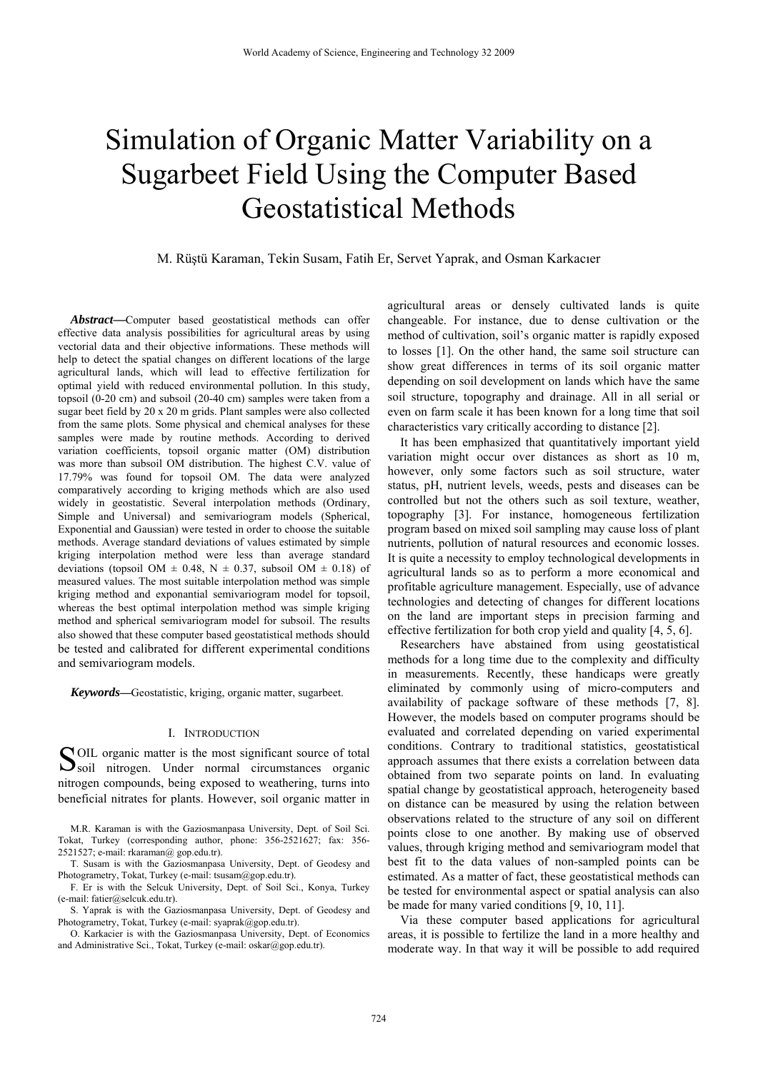# Simulation of Organic Matter Variability on a Sugarbeet Field Using the Computer Based Geostatistical Methods

M. Rüştü Karaman, Tekin Susam, Fatih Er, Servet Yaprak, and Osman Karkacıer

***Abstract*—**Computer based geostatistical methods can offer effective data analysis possibilities for agricultural areas by using vectorial data and their objective informations. These methods will help to detect the spatial changes on different locations of the large agricultural lands, which will lead to effective fertilization for optimal yield with reduced environmental pollution. In this study, topsoil (0-20 cm) and subsoil (20-40 cm) samples were taken from a sugar beet field by 20 x 20 m grids. Plant samples were also collected from the same plots. Some physical and chemical analyses for these samples were made by routine methods. According to derived variation coefficients, topsoil organic matter (OM) distribution was more than subsoil OM distribution. The highest C.V. value of 17.79% was found for topsoil OM. The data were analyzed comparatively according to kriging methods which are also used widely in geostatistic. Several interpolation methods (Ordinary, Simple and Universal) and semivariogram models (Spherical, Exponential and Gaussian) were tested in order to choose the suitable methods. Average standard deviations of values estimated by simple kriging interpolation method were less than average standard deviations (topsoil OM ± 0.48, N ± 0.37, subsoil OM ± 0.18) of measured values. The most suitable interpolation method was simple kriging method and exponantial semivariogram model for topsoil, whereas the best optimal interpolation method was simple kriging method and spherical semivariogram model for subsoil. The results also showed that these computer based geostatistical methods should be tested and calibrated for different experimental conditions and semivariogram models.

***Keywords*—**Geostatistic, kriging, organic matter, sugarbeet.

## I. Introduction

SOIL organic matter is the most significant source of total soil nitrogen. Under normal circumstances organic nitrogen compounds, being exposed to weathering, turns into beneficial nitrates for plants. However, soil organic matter in agricultural areas or densely cultivated lands is quite changeable. For instance, due to dense cultivation or the method of cultivation, soil's organic matter is rapidly exposed to losses [1]. On the other hand, the same soil structure can show great differences in terms of its soil organic matter depending on soil development on lands which have the same soil structure, topography and drainage. All in all serial or even on farm scale it has been known for a long time that soil characteristics vary critically according to distance [2].

It has been emphasized that quantitatively important yield variation might occur over distances as short as 10 m, however, only some factors such as soil structure, water status, pH, nutrient levels, weeds, pests and diseases can be controlled but not the others such as soil texture, weather, topography [3]. For instance, homogeneous fertilization program based on mixed soil sampling may cause loss of plant nutrients, pollution of natural resources and economic losses. It is quite a necessity to employ technological developments in agricultural lands so as to perform a more economical and profitable agriculture management. Especially, use of advance technologies and detecting of changes for different locations on the land are important steps in precision farming and effective fertilization for both crop yield and quality [4, 5, 6].

Researchers have abstained from using geostatistical methods for a long time due to the complexity and difficulty in measurements. Recently, these handicaps were greatly eliminated by commonly using of micro-computers and availability of package software of these methods [7, 8]. However, the models based on computer programs should be evaluated and correlated depending on varied experimental conditions. Contrary to traditional statistics, geostatistical approach assumes that there exists a correlation between data obtained from two separate points on land. In evaluating spatial change by geostatistical approach, heterogeneity based on distance can be measured by using the relation between observations related to the structure of any soil on different points close to one another. By making use of observed values, through kriging method and semivariogram model that best fit to the data values of non-sampled points can be estimated. As a matter of fact, these geostatistical methods can be tested for environmental aspect or spatial analysis can also be made for many varied conditions [9, 10, 11].

Via these computer based applications for agricultural areas, it is possible to fertilize the land in a more healthy and moderate way. In that way it will be possible to add required

M.R. Karaman is with the Gaziosmanpasa University, Dept. of Soil Sci. Tokat, Turkey (corresponding author, phone: 356-2521627; fax: 356-2521527; e-mail: rkaraman@ gop.edu.tr).

T. Susam is with the Gaziosmanpasa University, Dept. of Geodesy and Photogrametry, Tokat, Turkey (e-mail: tsusam@gop.edu.tr).

F. Er is with the Selcuk University, Dept. of Soil Sci., Konya, Turkey (e-mail: fatier@selcuk.edu.tr).

S. Yaprak is with the Gaziosmanpasa University, Dept. of Geodesy and Photogrametry, Tokat, Turkey (e-mail: syaprak@gop.edu.tr).

O. Karkacier is with the Gaziosmanpasa University, Dept. of Economics and Administrative Sci., Tokat, Turkey (e-mail: oskar@gop.edu.tr).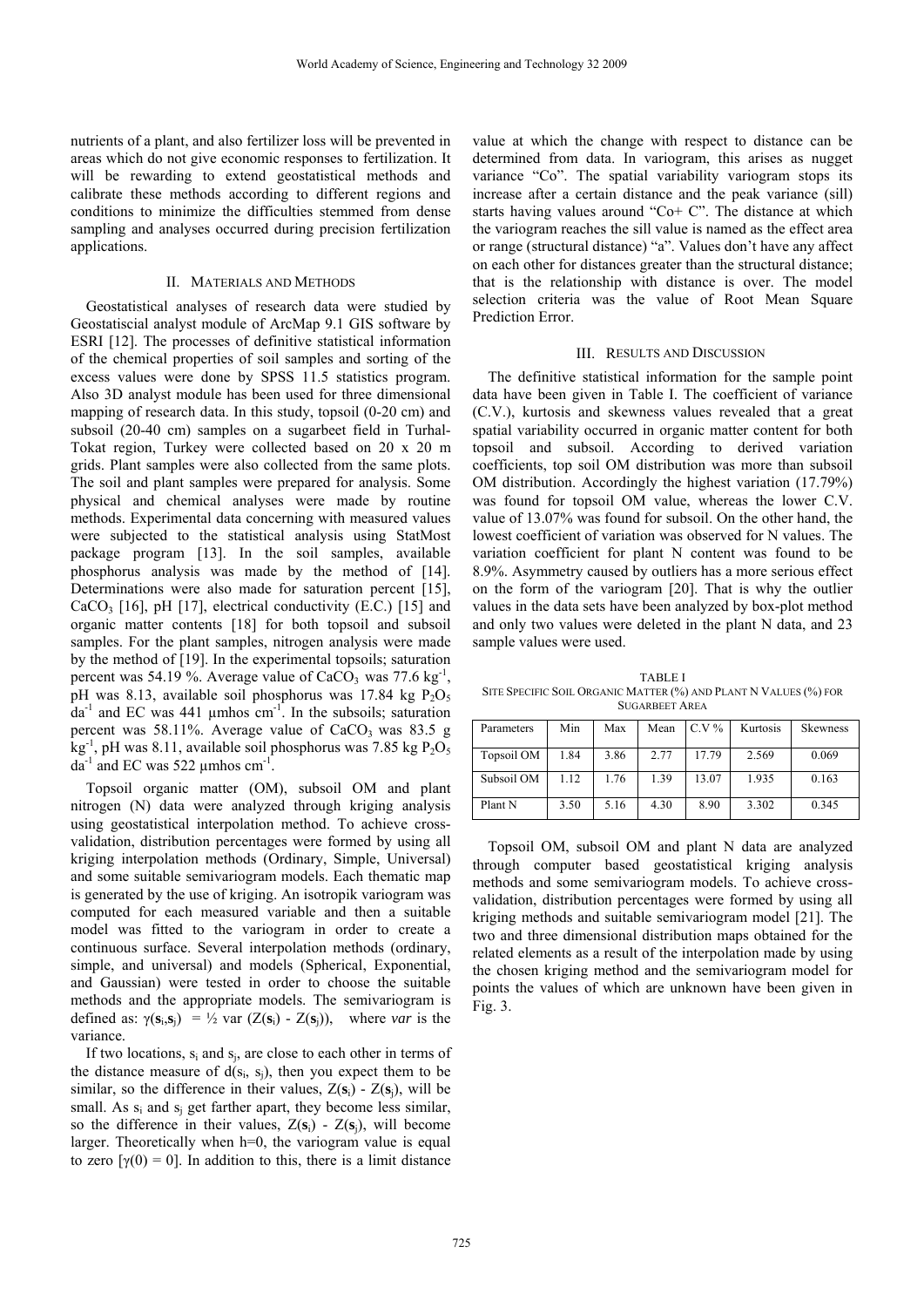nutrients of a plant, and also fertilizer loss will be prevented in areas which do not give economic responses to fertilization. It will be rewarding to extend geostatistical methods and calibrate these methods according to different regions and conditions to minimize the difficulties stemmed from dense sampling and analyses occurred during precision fertilization applications.

## II. Materials and Methods

Geostatistical analyses of research data were studied by Geostatiscial analyst module of ArcMap 9.1 GIS software by ESRI [12]. The processes of definitive statistical information of the chemical properties of soil samples and sorting of the excess values were done by SPSS 11.5 statistics program. Also 3D analyst module has been used for three dimensional mapping of research data. In this study, topsoil (0-20 cm) and subsoil (20-40 cm) samples on a sugarbeet field in Turhal-Tokat region, Turkey were collected based on 20 x 20 m grids. Plant samples were also collected from the same plots. The soil and plant samples were prepared for analysis. Some physical and chemical analyses were made by routine methods. Experimental data concerning with measured values were subjected to the statistical analysis using StatMost package program [13]. In the soil samples, available phosphorus analysis was made by the method of [14]. Determinations were also made for saturation percent [15], $CaCO_3$ [16], pH [17], electrical conductivity (E.C.) [15] and organic matter contents [18] for both topsoil and subsoil samples. For the plant samples, nitrogen analysis were made by the method of [19]. In the experimental topsoils; saturation percent was 54.19 %. Average value of $CaCO_3$ was 77.6 $kg^{-1}$, pH was 8.13, available soil phosphorus was 17.84 kg $P_2O_5$ $da^{-1}$ and EC was 441 µmhos $cm^{-1}$. In the subsoils; saturation percent was 58.11%. Average value of $CaCO_3$ was 83.5 g $kg^{-1}$, pH was 8.11, available soil phosphorus was 7.85 kg $P_2O_5$ $da^{-1}$ and EC was 522 µmhos $cm^{-1}$.

Topsoil organic matter (OM), subsoil OM and plant nitrogen (N) data were analyzed through kriging analysis using geostatistical interpolation method. To achieve cross-validation, distribution percentages were formed by using all kriging interpolation methods (Ordinary, Simple, Universal) and some suitable semivariogram models. Each thematic map is generated by the use of kriging. An isotropik variogram was computed for each measured variable and then a suitable model was fitted to the variogram in order to create a continuous surface. Several interpolation methods (ordinary, simple, and universal) and models (Spherical, Exponential, and Gaussian) were tested in order to choose the suitable methods and the appropriate models. The semivariogram is defined as: $\gamma(\mathbf{s}_i,\mathbf{s}_j) = ½ \text{ var } (Z(\mathbf{s}_i) - Z(\mathbf{s}_j))$, where *var* is the variance.

If two locations, $s_i$ and $s_j$, are close to each other in terms of the distance measure of $d(s_i, s_j)$, then you expect them to be similar, so the difference in their values, $Z(\mathbf{s}_i) - Z(\mathbf{s}_j)$, will be small. As $s_i$ and $s_j$ get farther apart, they become less similar, so the difference in their values, $Z(\mathbf{s}_i) - Z(\mathbf{s}_j)$, will become larger. Theoretically when h=0, the variogram value is equal to zero [$\gamma(0) = 0$]. In addition to this, there is a limit distance value at which the change with respect to distance can be determined from data. In variogram, this arises as nugget variance "Co". The spatial variability variogram stops its increase after a certain distance and the peak variance (sill) starts having values around "Co+ C". The distance at which the variogram reaches the sill value is named as the effect area or range (structural distance) "a". Values don't have any affect on each other for distances greater than the structural distance; that is the relationship with distance is over. The model selection criteria was the value of Root Mean Square Prediction Error.

## III. Results and Discussion

The definitive statistical information for the sample point data have been given in Table I. The coefficient of variance (C.V.), kurtosis and skewness values revealed that a great spatial variability occurred in organic matter content for both topsoil and subsoil. According to derived variation coefficients, top soil OM distribution was more than subsoil OM distribution. Accordingly the highest variation (17.79%) was found for topsoil OM value, whereas the lower C.V. value of 13.07% was found for subsoil. On the other hand, the lowest coefficient of variation was observed for N values. The variation coefficient for plant N content was found to be 8.9%. Asymmetry caused by outliers has a more serious effect on the form of the variogram [20]. That is why the outlier values in the data sets have been analyzed by box-plot method and only two values were deleted in the plant N data, and 23 sample values were used.

TABLE I
SITE SPECIFIC SOIL ORGANIC MATTER (%) AND PLANT N VALUES (%) FOR SUGARBEET AREA

| Parameters | Min | Max | Mean | C.V % | Kurtosis | Skewness |
|---|---|---|---|---|---|---|
| Topsoil OM | 1.84 | 3.86 | 2.77 | 17.79 | 2.569 | 0.069 |
| Subsoil OM | 1.12 | 1.76 | 1.39 | 13.07 | 1.935 | 0.163 |
| Plant N | 3.50 | 5.16 | 4.30 | 8.90 | 3.302 | 0.345 |

Topsoil OM, subsoil OM and plant N data are analyzed through computer based geostatistical kriging analysis methods and some semivariogram models. To achieve cross-validation, distribution percentages were formed by using all kriging methods and suitable semivariogram model [21]. The two and three dimensional distribution maps obtained for the related elements as a result of the interpolation made by using the chosen kriging method and the semivariogram model for points the values of which are unknown have been given in Fig. 3.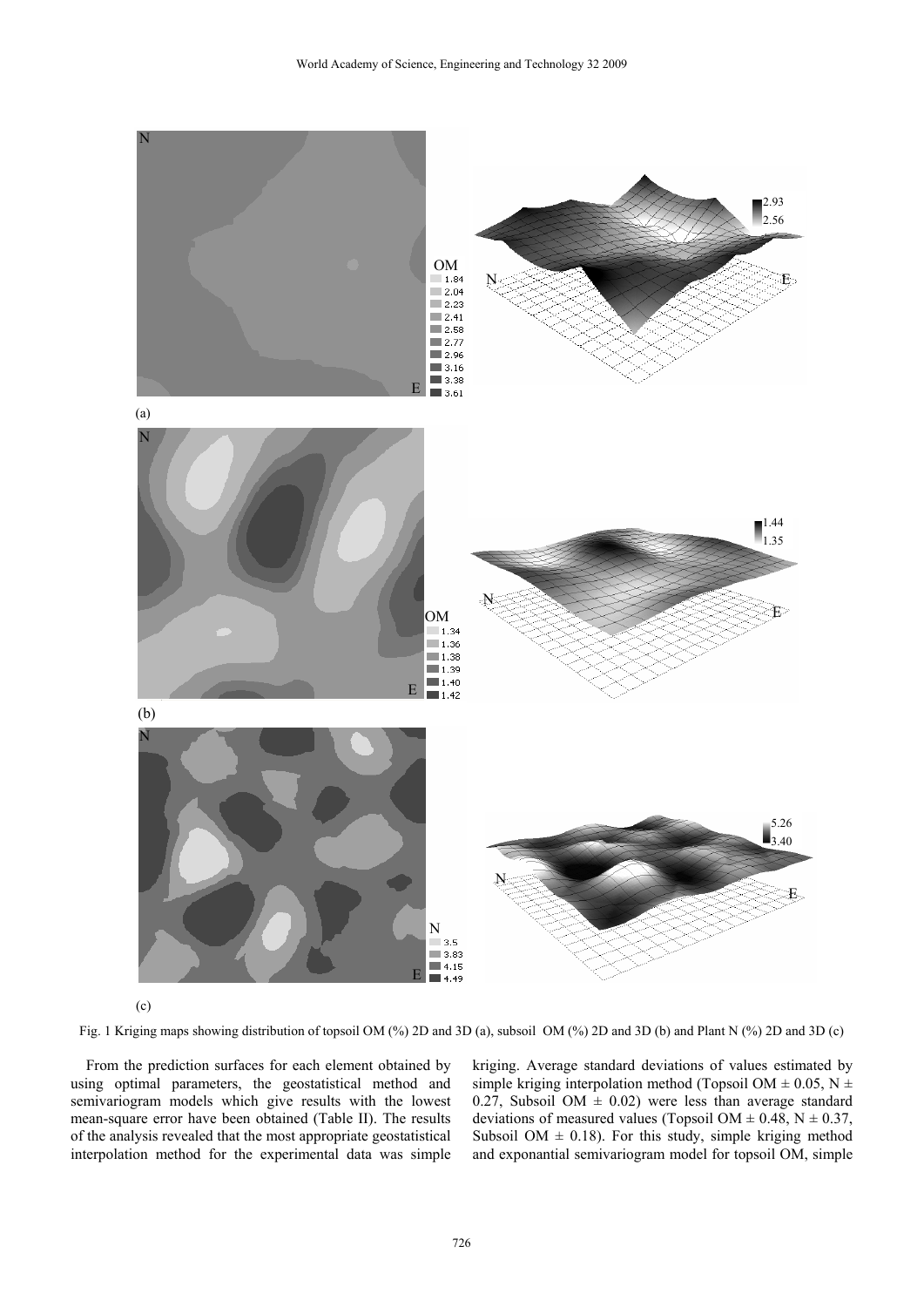Fig. 1 Kriging maps showing distribution of topsoil OM (%) 2D and 3D (a), subsoil OM (%) 2D and 3D (b) and Plant N (%) 2D and 3D (c)

From the prediction surfaces for each element obtained by using optimal parameters, the geostatistical method and semivariogram models which give results with the lowest mean-square error have been obtained (Table II). The results of the analysis revealed that the most appropriate geostatistical interpolation method for the experimental data was simple kriging. Average standard deviations of values estimated by simple kriging interpolation method (Topsoil OM ± 0.05, N ± 0.27, Subsoil OM ± 0.02) were less than average standard deviations of measured values (Topsoil OM ± 0.48, N ± 0.37, Subsoil OM ± 0.18). For this study, simple kriging method and exponantial semivariogram model for topsoil OM, simple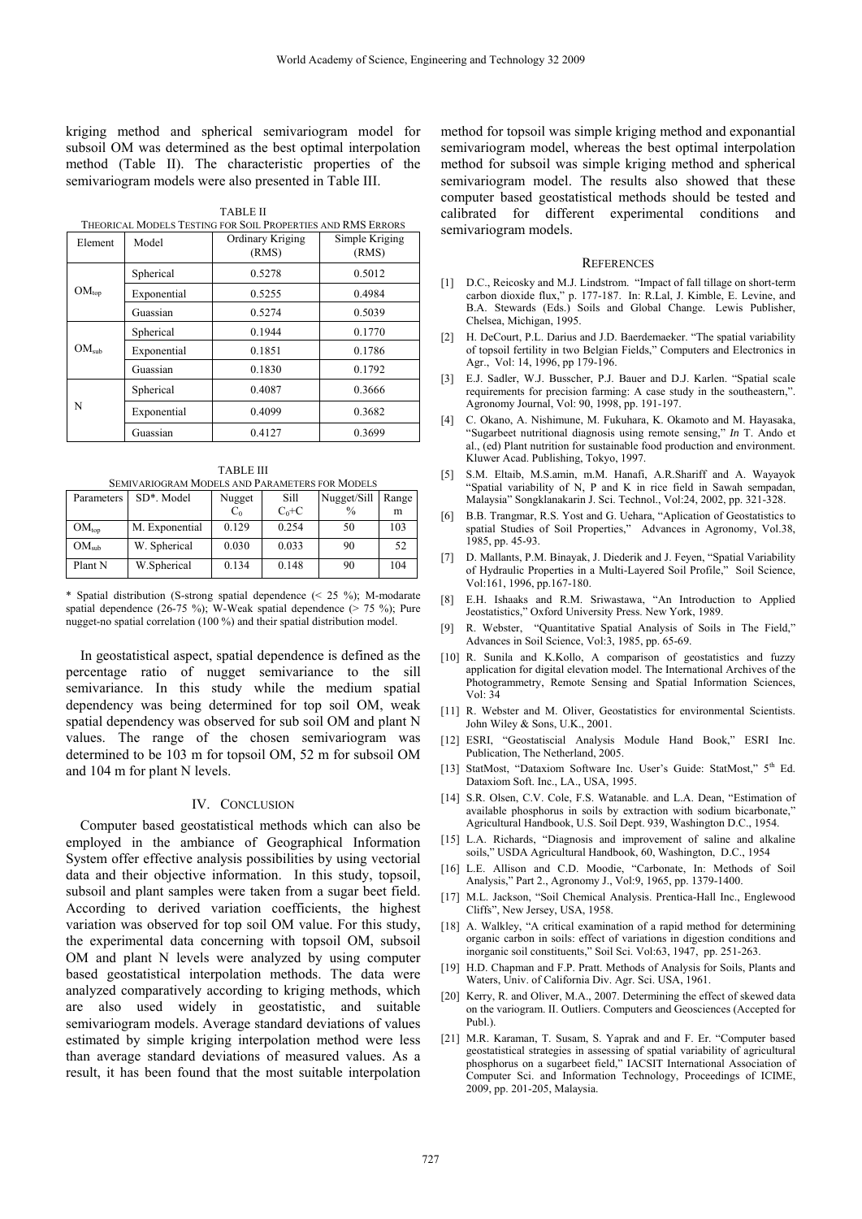kriging method and spherical semivariogram model for subsoil OM was determined as the best optimal interpolation method (Table II). The characteristic properties of the semivariogram models were also presented in Table III.

TABLE II
THEORICAL MODELS TESTING FOR SOIL PROPERTIES AND RMS ERRORS

| Element | Model | Ordinary Kriging (RMS) | Simple Kriging (RMS) |
|---|---|---|---|
| $OM_{top}$ | Spherical | 0.5278 | 0.5012 |
| | Exponential | 0.5255 | 0.4984 |
| | Guassian | 0.5274 | 0.5039 |
| $OM_{sub}$ | Spherical | 0.1944 | 0.1770 |
| | Exponential | 0.1851 | 0.1786 |
| | Guassian | 0.1830 | 0.1792 |
| N | Spherical | 0.4087 | 0.3666 |
| | Exponential | 0.4099 | 0.3682 |
| | Guassian | 0.4127 | 0.3699 |

TABLE III
SEMIVARIOGRAM MODELS AND PARAMETERS FOR MODELS

| Parameters | SD*. Model | Nugget $C_0$ | Sill $C_0$+C | Nugget/Sill % | Range m |
|---|---|---|---|---|---|
| $OM_{top}$ | M. Exponential | 0.129 | 0.254 | 50 | 103 |
| $OM_{sub}$ | W. Spherical | 0.030 | 0.033 | 90 | 52 |
| Plant N | W.Spherical | 0.134 | 0.148 | 90 | 104 |

\* Spatial distribution (S-strong spatial dependence (< 25 %); M-modarate spatial dependence (26-75 %); W-Weak spatial dependence (> 75 %); Pure nugget-no spatial correlation (100 %) and their spatial distribution model.

In geostatistical aspect, spatial dependence is defined as the percentage ratio of nugget semivariance to the sill semivariance. In this study while the medium spatial dependency was being determined for top soil OM, weak spatial dependency was observed for sub soil OM and plant N values. The range of the chosen semivariogram was determined to be 103 m for topsoil OM, 52 m for subsoil OM and 104 m for plant N levels.

## IV. CONCLUSION

Computer based geostatistical methods which can also be employed in the ambiance of Geographical Information System offer effective analysis possibilities by using vectorial data and their objective information. In this study, topsoil, subsoil and plant samples were taken from a sugar beet field. According to derived variation coefficients, the highest variation was observed for top soil OM value. For this study, the experimental data concerning with topsoil OM, subsoil OM and plant N levels were analyzed by using computer based geostatistical interpolation methods. The data were analyzed comparatively according to kriging methods, which are also used widely in geostatistic, and suitable semivariogram models. Average standard deviations of values estimated by simple kriging interpolation method were less than average standard deviations of measured values. As a result, it has been found that the most suitable interpolation method for topsoil was simple kriging method and exponantial semivariogram model, whereas the best optimal interpolation method for subsoil was simple kriging method and spherical semivariogram model. The results also showed that these computer based geostatistical methods should be tested and calibrated for different experimental conditions and semivariogram models.

## REFERENCES

[1] D.C., Reicosky and M.J. Lindstrom. "Impact of fall tillage on short-term carbon dioxide flux," p. 177-187. In: R.Lal, J. Kimble, E. Levine, and B.A. Stewards (Eds.) Soils and Global Change. Lewis Publisher, Chelsea, Michigan, 1995.

[2] H. DeCourt, P.L. Darius and J.D. Baerdemaeker. "The spatial variability of topsoil fertility in two Belgian Fields," Computers and Electronics in Agr., Vol: 14, 1996, pp 179-196.

[3] E.J. Sadler, W.J. Busscher, P.J. Bauer and D.J. Karlen. "Spatial scale requirements for precision farming: A case study in the southeastern,". Agronomy Journal, Vol: 90, 1998, pp. 191-197.

[4] C. Okano, A. Nishimune, M. Fukuhara, K. Okamoto and M. Hayasaka, "Sugarbeet nutritional diagnosis using remote sensing," *In* T. Ando et al., (ed) Plant nutrition for sustainable food production and environment. Kluwer Acad. Publishing, Tokyo, 1997.

[5] S.M. Eltaib, M.S.amin, m.M. Hanafi, A.R.Shariff and A. Wayayok "Spatial variability of N, P and K in rice field in Sawah sempadan, Malaysia" Songklanakarin J. Sci. Technol., Vol:24, 2002, pp. 321-328.

[6] B.B. Trangmar, R.S. Yost and G. Uehara, "Aplication of Geostatistics to spatial Studies of Soil Properties," Advances in Agronomy, Vol.38, 1985, pp. 45-93.

[7] D. Mallants, P.M. Binayak, J. Diederik and J. Feyen, "Spatial Variability of Hydraulic Properties in a Multi-Layered Soil Profile," Soil Science, Vol:161, 1996, pp.167-180.

[8] E.H. Ishaaks and R.M. Sriwastawa, "An Introduction to Applied Jeostatistics," Oxford University Press. New York, 1989.

[9] R. Webster, "Quantitative Spatial Analysis of Soils in The Field," Advances in Soil Science, Vol:3, 1985, pp. 65-69.

[10] R. Sunila and K.Kollo, A comparison of geostatistics and fuzzy application for digital elevation model. The International Archives of the Photogrammetry, Remote Sensing and Spatial Information Sciences, Vol: 34

[11] R. Webster and M. Oliver, Geostatistics for environmental Scientists. John Wiley & Sons, U.K., 2001.

[12] ESRI, "Geostatiscial Analysis Module Hand Book," ESRI Inc. Publication, The Netherland, 2005.

[13] StatMost, "Dataxiom Software Inc. User's Guide: StatMost," 5th Ed. Dataxiom Soft. Inc., LA., USA, 1995.

[14] S.R. Olsen, C.V. Cole, F.S. Watanable. and L.A. Dean, "Estimation of available phosphorus in soils by extraction with sodium bicarbonate," Agricultural Handbook, U.S. Soil Dept. 939, Washington D.C., 1954.

[15] L.A. Richards, "Diagnosis and improvement of saline and alkaline soils," USDA Agricultural Handbook, 60, Washington, D.C., 1954

[16] L.E. Allison and C.D. Moodie, "Carbonate, In: Methods of Soil Analysis," Part 2., Agronomy J., Vol:9, 1965, pp. 1379-1400.

[17] M.L. Jackson, "Soil Chemical Analysis. Prentica-Hall Inc., Englewood Cliffs", New Jersey, USA, 1958.

[18] A. Walkley, "A critical examination of a rapid method for determining organic carbon in soils: effect of variations in digestion conditions and inorganic soil constituents," Soil Sci. Vol:63, 1947, pp. 251-263.

[19] H.D. Chapman and F.P. Pratt. Methods of Analysis for Soils, Plants and Waters, Univ. of California Div. Agr. Sci. USA, 1961.

[20] Kerry, R. and Oliver, M.A., 2007. Determining the effect of skewed data on the variogram. II. Outliers. Computers and Geosciences (Accepted for Publ.).

[21] M.R. Karaman, T. Susam, S. Yaprak and and F. Er. "Computer based geostatistical strategies in assessing of spatial variability of agricultural phosphorus on a sugarbeet field," IACSIT International Association of Computer Sci. and Information Technology, Proceedings of ICIME, 2009, pp. 201-205, Malaysia.